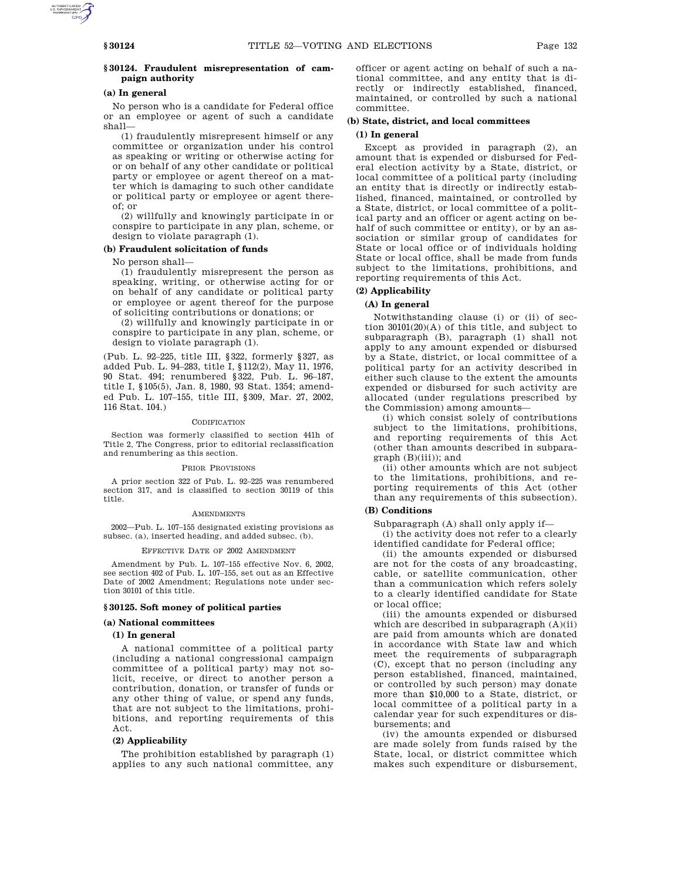## § 30124. Fraudulent misrepresentation of campaign authority

### (a) In general

No person who is a candidate for Federal office or an employee or agent of such a candidate shall—

(1) fraudulently misrepresent himself or any committee or organization under his control as speaking or writing or otherwise acting for or on behalf of any other candidate or political party or employee or agent thereof on a matter which is damaging to such other candidate or political party or employee or agent thereof; or

(2) willfully and knowingly participate in or conspire to participate in any plan, scheme, or design to violate paragraph (1).

### (b) Fraudulent solicitation of funds

No person shall—

(1) fraudulently misrepresent the person as speaking, writing, or otherwise acting for or on behalf of any candidate or political party or employee or agent thereof for the purpose of soliciting contributions or donations; or

(2) willfully and knowingly participate in or conspire to participate in any plan, scheme, or design to violate paragraph (1).

(Pub. L. 92–225, title III, §322, formerly §327, as added Pub. L. 94–283, title I, §112(2), May 11, 1976, 90 Stat. 494; renumbered §322, Pub. L. 96–187, title I, §105(5), Jan. 8, 1980, 93 Stat. 1354; amended Pub. L. 107–155, title III, §309, Mar. 27, 2002, 116 Stat. 104.)

#### Codification

Section was formerly classified to section 441h of Title 2, The Congress, prior to editorial reclassification and renumbering as this section.

#### Prior Provisions

A prior section 322 of Pub. L. 92–225 was renumbered section 317, and is classified to section 30119 of this title.

#### Amendments

2002—Pub. L. 107–155 designated existing provisions as subsec. (a), inserted heading, and added subsec. (b).

#### Effective Date of 2002 Amendment

Amendment by Pub. L. 107–155 effective Nov. 6, 2002, see section 402 of Pub. L. 107–155, set out as an Effective Date of 2002 Amendment; Regulations note under section 30101 of this title.

## § 30125. Soft money of political parties

### (a) National committees

#### (1) In general

A national committee of a political party (including a national congressional campaign committee of a political party) may not solicit, receive, or direct to another person a contribution, donation, or transfer of funds or any other thing of value, or spend any funds, that are not subject to the limitations, prohibitions, and reporting requirements of this Act.

#### (2) Applicability

The prohibition established by paragraph (1) applies to any such national committee, any officer or agent acting on behalf of such a national committee, and any entity that is directly or indirectly established, financed, maintained, or controlled by such a national committee.

### (b) State, district, and local committees

#### (1) In general

Except as provided in paragraph (2), an amount that is expended or disbursed for Federal election activity by a State, district, or local committee of a political party (including an entity that is directly or indirectly established, financed, maintained, or controlled by a State, district, or local committee of a political party and an officer or agent acting on behalf of such committee or entity), or by an association or similar group of candidates for State or local office or of individuals holding State or local office, shall be made from funds subject to the limitations, prohibitions, and reporting requirements of this Act.

#### (2) Applicability

##### (A) In general

Notwithstanding clause (i) or (ii) of section 30101(20)(A) of this title, and subject to subparagraph (B), paragraph (1) shall not apply to any amount expended or disbursed by a State, district, or local committee of a political party for an activity described in either such clause to the extent the amounts expended or disbursed for such activity are allocated (under regulations prescribed by the Commission) among amounts—

(i) which consist solely of contributions subject to the limitations, prohibitions, and reporting requirements of this Act (other than amounts described in subparagraph (B)(iii)); and

(ii) other amounts which are not subject to the limitations, prohibitions, and reporting requirements of this Act (other than any requirements of this subsection).

##### (B) Conditions

Subparagraph (A) shall only apply if—

(i) the activity does not refer to a clearly identified candidate for Federal office;

(ii) the amounts expended or disbursed are not for the costs of any broadcasting, cable, or satellite communication, other than a communication which refers solely to a clearly identified candidate for State or local office;

(iii) the amounts expended or disbursed which are described in subparagraph (A)(ii) are paid from amounts which are donated in accordance with State law and which meet the requirements of subparagraph (C), except that no person (including any person established, financed, maintained, or controlled by such person) may donate more than $10,000 to a State, district, or local committee of a political party in a calendar year for such expenditures or disbursements; and

(iv) the amounts expended or disbursed are made solely from funds raised by the State, local, or district committee which makes such expenditure or disbursement,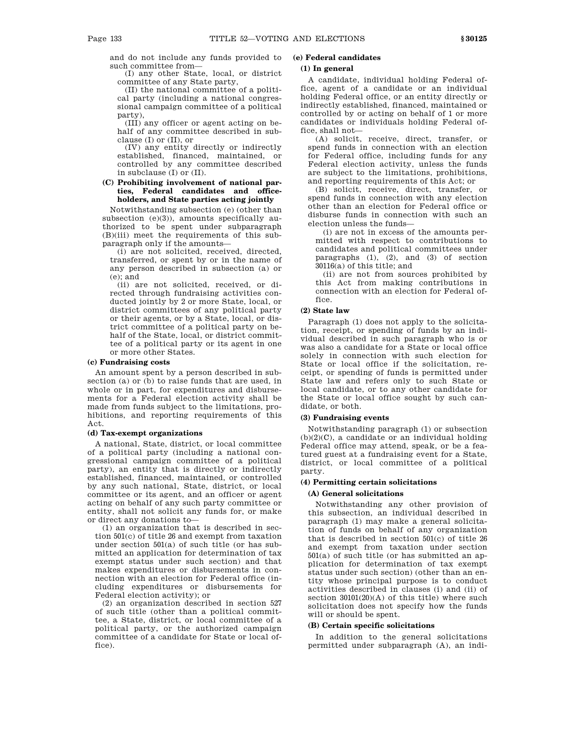and do not include any funds provided to such committee from—

(I) any other State, local, or district committee of any State party,

(II) the national committee of a political party (including a national congressional campaign committee of a political party),

(III) any officer or agent acting on behalf of any committee described in subclause (I) or (II), or

(IV) any entity directly or indirectly established, financed, maintained, or controlled by any committee described in subclause (I) or (II).

**(C) Prohibiting involvement of national parties, Federal candidates and officeholders, and State parties acting jointly**

Notwithstanding subsection (e) (other than subsection (e)(3)), amounts specifically authorized to be spent under subparagraph (B)(iii) meet the requirements of this subparagraph only if the amounts—

(i) are not solicited, received, directed, transferred, or spent by or in the name of any person described in subsection (a) or (e); and

(ii) are not solicited, received, or directed through fundraising activities conducted jointly by 2 or more State, local, or district committees of any political party or their agents, or by a State, local, or district committee of a political party on behalf of the State, local, or district committee of a political party or its agent in one or more other States.

### (c) Fundraising costs

An amount spent by a person described in subsection (a) or (b) to raise funds that are used, in whole or in part, for expenditures and disbursements for a Federal election activity shall be made from funds subject to the limitations, prohibitions, and reporting requirements of this Act.

### (d) Tax-exempt organizations

A national, State, district, or local committee of a political party (including a national congressional campaign committee of a political party), an entity that is directly or indirectly established, financed, maintained, or controlled by any such national, State, district, or local committee or its agent, and an officer or agent acting on behalf of any such party committee or entity, shall not solicit any funds for, or make or direct any donations to—

(1) an organization that is described in section 501(c) of title 26 and exempt from taxation under section 501(a) of such title (or has submitted an application for determination of tax exempt status under such section) and that makes expenditures or disbursements in connection with an election for Federal office (including expenditures or disbursements for Federal election activity); or

(2) an organization described in section 527 of such title (other than a political committee, a State, district, or local committee of a political party, or the authorized campaign committee of a candidate for State or local office).

### (e) Federal candidates

#### (1) In general

A candidate, individual holding Federal office, agent of a candidate or an individual holding Federal office, or an entity directly or indirectly established, financed, maintained or controlled by or acting on behalf of 1 or more candidates or individuals holding Federal office, shall not—

(A) solicit, receive, direct, transfer, or spend funds in connection with an election for Federal office, including funds for any Federal election activity, unless the funds are subject to the limitations, prohibitions, and reporting requirements of this Act; or

(B) solicit, receive, direct, transfer, or spend funds in connection with any election other than an election for Federal office or disburse funds in connection with such an election unless the funds—

(i) are not in excess of the amounts permitted with respect to contributions to candidates and political committees under paragraphs (1), (2), and (3) of section 30116(a) of this title; and

(ii) are not from sources prohibited by this Act from making contributions in connection with an election for Federal office.

#### (2) State law

Paragraph (1) does not apply to the solicitation, receipt, or spending of funds by an individual described in such paragraph who is or was also a candidate for a State or local office solely in connection with such election for State or local office if the solicitation, receipt, or spending of funds is permitted under State law and refers only to such State or local candidate, or to any other candidate for the State or local office sought by such candidate, or both.

#### (3) Fundraising events

Notwithstanding paragraph (1) or subsection (b)(2)(C), a candidate or an individual holding Federal office may attend, speak, or be a featured guest at a fundraising event for a State, district, or local committee of a political party.

#### (4) Permitting certain solicitations

**(A) General solicitations**

Notwithstanding any other provision of this subsection, an individual described in paragraph (1) may make a general solicitation of funds on behalf of any organization that is described in section 501(c) of title 26 and exempt from taxation under section 501(a) of such title (or has submitted an application for determination of tax exempt status under such section) (other than an entity whose principal purpose is to conduct activities described in clauses (i) and (ii) of section 30101(20)(A) of this title) where such solicitation does not specify how the funds will or should be spent.

**(B) Certain specific solicitations**

In addition to the general solicitations permitted under subparagraph (A), an indi-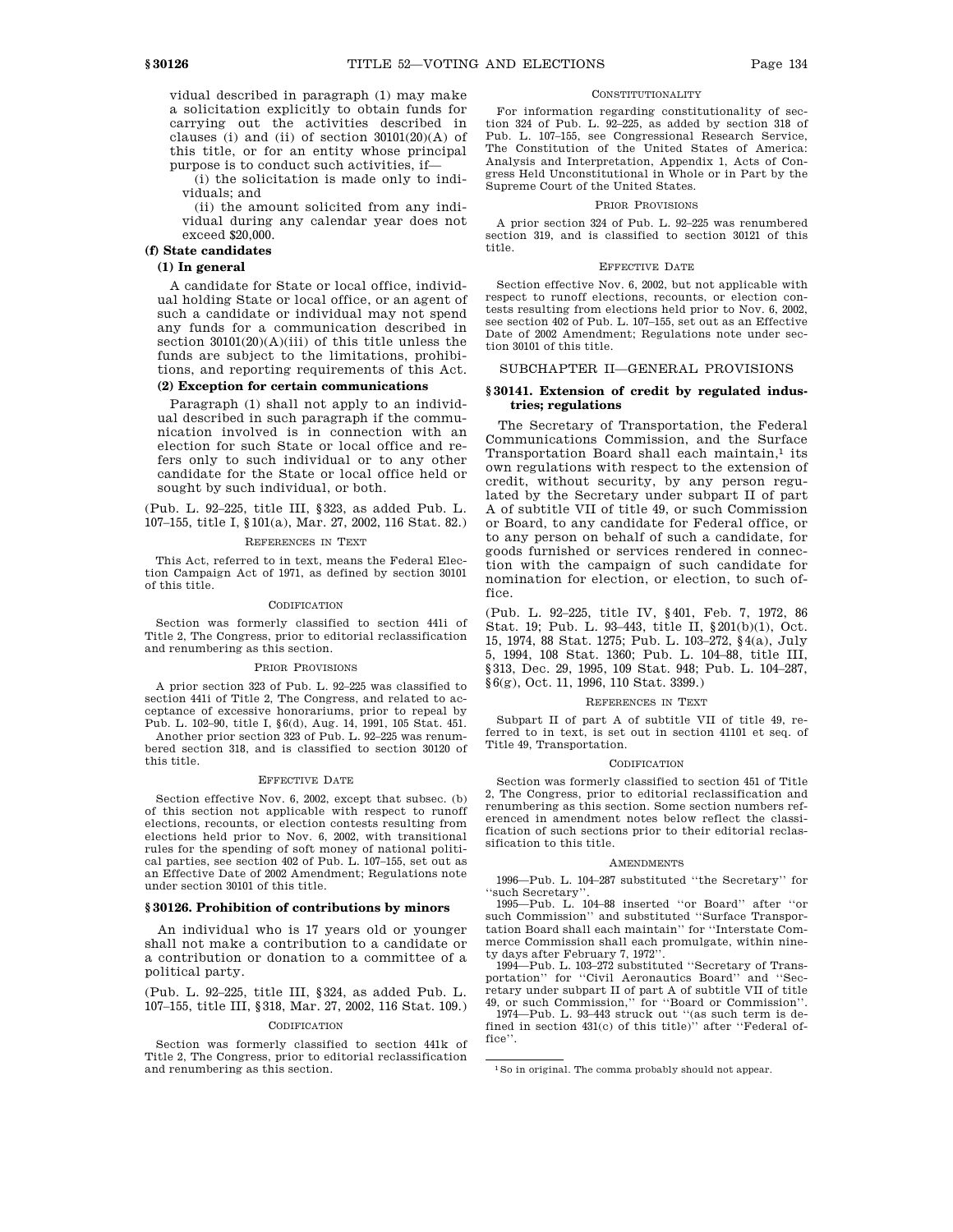vidual described in paragraph (1) may make a solicitation explicitly to obtain funds for carrying out the activities described in clauses (i) and (ii) of section 30101(20)(A) of this title, or for an entity whose principal purpose is to conduct such activities, if—

(i) the solicitation is made only to individuals; and

(ii) the amount solicited from any individual during any calendar year does not exceed $20,000.

**(f) State candidates**

**(1) In general**

A candidate for State or local office, individual holding State or local office, or an agent of such a candidate or individual may not spend any funds for a communication described in section 30101(20)(A)(iii) of this title unless the funds are subject to the limitations, prohibitions, and reporting requirements of this Act.

**(2) Exception for certain communications**

Paragraph (1) shall not apply to an individual described in such paragraph if the communication involved is in connection with an election for such State or local office and refers only to such individual or to any other candidate for the State or local office held or sought by such individual, or both.

(Pub. L. 92–225, title III, §323, as added Pub. L. 107–155, title I, §101(a), Mar. 27, 2002, 116 Stat. 82.)

REFERENCES IN TEXT

This Act, referred to in text, means the Federal Election Campaign Act of 1971, as defined by section 30101 of this title.

CODIFICATION

Section was formerly classified to section 441i of Title 2, The Congress, prior to editorial reclassification and renumbering as this section.

PRIOR PROVISIONS

A prior section 323 of Pub. L. 92–225 was classified to section 441i of Title 2, The Congress, and related to acceptance of excessive honorariums, prior to repeal by Pub. L. 102–90, title I, §6(d), Aug. 14, 1991, 105 Stat. 451.

Another prior section 323 of Pub. L. 92–225 was renumbered section 318, and is classified to section 30120 of this title.

EFFECTIVE DATE

Section effective Nov. 6, 2002, except that subsec. (b) of this section not applicable with respect to runoff elections, recounts, or election contests resulting from elections held prior to Nov. 6, 2002, with transitional rules for the spending of soft money of national political parties, see section 402 of Pub. L. 107–155, set out as an Effective Date of 2002 Amendment; Regulations note under section 30101 of this title.

## §30126. Prohibition of contributions by minors

An individual who is 17 years old or younger shall not make a contribution to a candidate or a contribution or donation to a committee of a political party.

(Pub. L. 92–225, title III, §324, as added Pub. L. 107–155, title III, §318, Mar. 27, 2002, 116 Stat. 109.)

CODIFICATION

Section was formerly classified to section 441k of Title 2, The Congress, prior to editorial reclassification and renumbering as this section.

CONSTITUTIONALITY

For information regarding constitutionality of section 324 of Pub. L. 92–225, as added by section 318 of Pub. L. 107–155, see Congressional Research Service, The Constitution of the United States of America: Analysis and Interpretation, Appendix 1, Acts of Congress Held Unconstitutional in Whole or in Part by the Supreme Court of the United States.

PRIOR PROVISIONS

A prior section 324 of Pub. L. 92–225 was renumbered section 319, and is classified to section 30121 of this title.

EFFECTIVE DATE

Section effective Nov. 6, 2002, but not applicable with respect to runoff elections, recounts, or election contests resulting from elections held prior to Nov. 6, 2002, see section 402 of Pub. L. 107–155, set out as an Effective Date of 2002 Amendment; Regulations note under section 30101 of this title.

# SUBCHAPTER II—GENERAL PROVISIONS

## §30141. Extension of credit by regulated industries; regulations

The Secretary of Transportation, the Federal Communications Commission, and the Surface Transportation Board shall each maintain,[1] its own regulations with respect to the extension of credit, without security, by any person regulated by the Secretary under subpart II of part A of subtitle VII of title 49, or such Commission or Board, to any candidate for Federal office, or to any person on behalf of such a candidate, for goods furnished or services rendered in connection with the campaign of such candidate for nomination for election, or election, to such office.

(Pub. L. 92–225, title IV, §401, Feb. 7, 1972, 86 Stat. 19; Pub. L. 93–443, title II, §201(b)(1), Oct. 15, 1974, 88 Stat. 1275; Pub. L. 103–272, §4(a), July 5, 1994, 108 Stat. 1360; Pub. L. 104–88, title III, §313, Dec. 29, 1995, 109 Stat. 948; Pub. L. 104–287, §6(g), Oct. 11, 1996, 110 Stat. 3399.)

REFERENCES IN TEXT

Subpart II of part A of subtitle VII of title 49, referred to in text, is set out in section 41101 et seq. of Title 49, Transportation.

CODIFICATION

Section was formerly classified to section 451 of Title 2, The Congress, prior to editorial reclassification and renumbering as this section. Some section numbers referenced in amendment notes below reflect the classification of such sections prior to their editorial reclassification to this title.

AMENDMENTS

1996—Pub. L. 104–287 substituted "the Secretary" for "such Secretary".

1995—Pub. L. 104–88 inserted "or Board" after "or such Commission" and substituted "Surface Transportation Board shall each maintain" for "Interstate Commerce Commission shall each promulgate, within ninety days after February 7, 1972".

1994—Pub. L. 103–272 substituted "Secretary of Transportation" for "Civil Aeronautics Board" and "Secretary under subpart II of part A of subtitle VII of title 49, or such Commission," for "Board or Commission".

1974—Pub. L. 93–443 struck out "(as such term is defined in section 431(c) of this title)" after "Federal office".

[1] So in original. The comma probably should not appear.